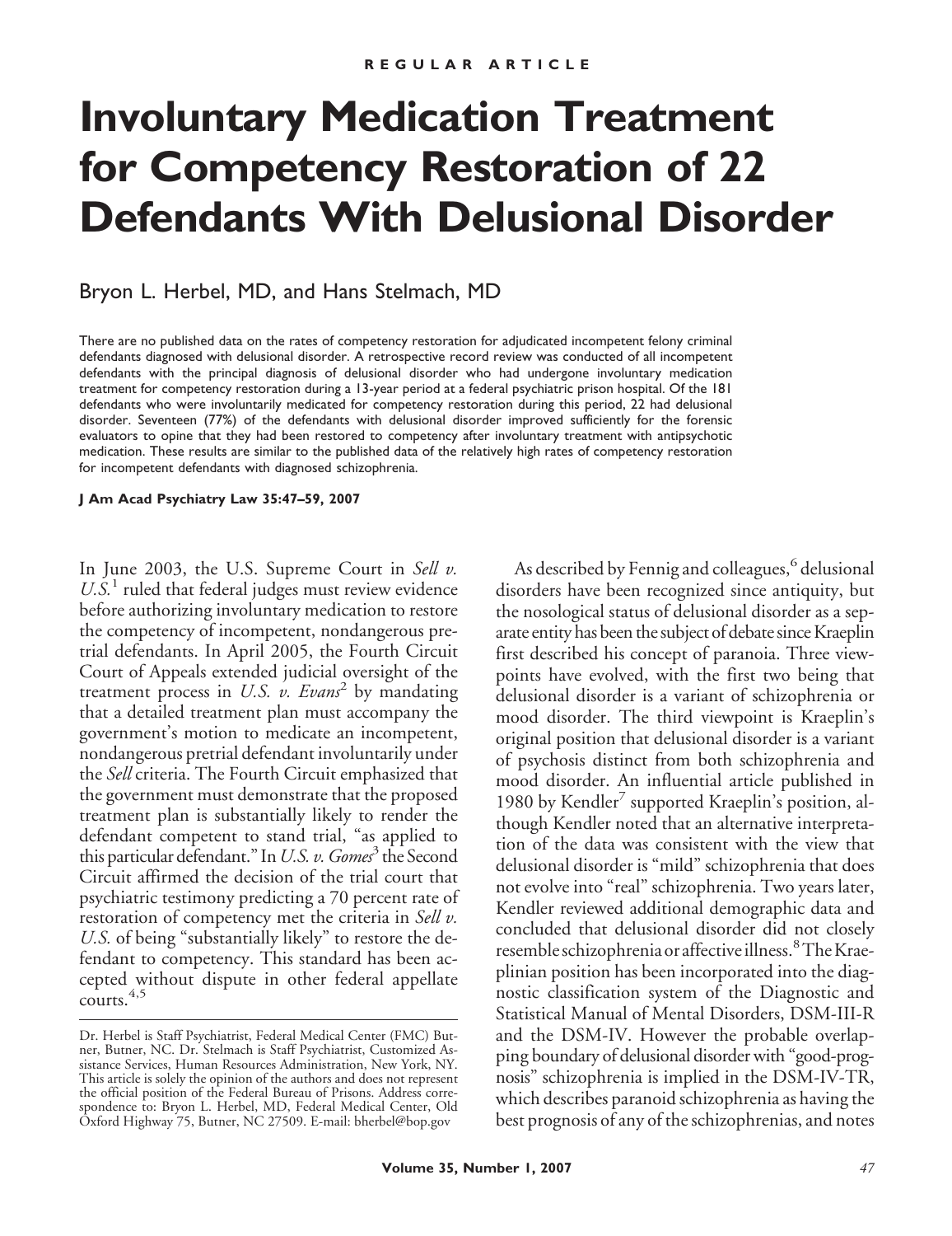REGULAR ARTICLE

# Involuntary Medication Treatment for Competency Restoration of 22 Defendants With Delusional Disorder

Bryon L. Herbel, MD, and Hans Stelmach, MD

There are no published data on the rates of competency restoration for adjudicated incompetent felony criminal defendants diagnosed with delusional disorder. A retrospective record review was conducted of all incompetent defendants with the principal diagnosis of delusional disorder who had undergone involuntary medication treatment for competency restoration during a 13-year period at a federal psychiatric prison hospital. Of the 181 defendants who were involuntarily medicated for competency restoration during this period, 22 had delusional disorder. Seventeen (77%) of the defendants with delusional disorder improved sufficiently for the forensic evaluators to opine that they had been restored to competency after involuntary treatment with antipsychotic medication. These results are similar to the published data of the relatively high rates of competency restoration for incompetent defendants with diagnosed schizophrenia.

**J Am Acad Psychiatry Law 35:47–59, 2007**

In June 2003, the U.S. Supreme Court in *Sell v. U.S.*[1] ruled that federal judges must review evidence before authorizing involuntary medication to restore the competency of incompetent, nondangerous pretrial defendants. In April 2005, the Fourth Circuit Court of Appeals extended judicial oversight of the treatment process in *U.S. v. Evans*[2] by mandating that a detailed treatment plan must accompany the government's motion to medicate an incompetent, nondangerous pretrial defendant involuntarily under the *Sell* criteria. The Fourth Circuit emphasized that the government must demonstrate that the proposed treatment plan is substantially likely to render the defendant competent to stand trial, "as applied to this particular defendant." In *U.S. v. Gomes*[3] the Second Circuit affirmed the decision of the trial court that psychiatric testimony predicting a 70 percent rate of restoration of competency met the criteria in *Sell v. U.S.* of being "substantially likely" to restore the defendant to competency. This standard has been accepted without dispute in other federal appellate courts.[4,5]

As described by Fennig and colleagues,[6] delusional disorders have been recognized since antiquity, but the nosological status of delusional disorder as a separate entity has been the subject of debate since Kraeplin first described his concept of paranoia. Three viewpoints have evolved, with the first two being that delusional disorder is a variant of schizophrenia or mood disorder. The third viewpoint is Kraeplin's original position that delusional disorder is a variant of psychosis distinct from both schizophrenia and mood disorder. An influential article published in 1980 by Kendler[7] supported Kraeplin's position, although Kendler noted that an alternative interpretation of the data was consistent with the view that delusional disorder is "mild" schizophrenia that does not evolve into "real" schizophrenia. Two years later, Kendler reviewed additional demographic data and concluded that delusional disorder did not closely resemble schizophrenia or affective illness.[8] The Kraeplinian position has been incorporated into the diagnostic classification system of the Diagnostic and Statistical Manual of Mental Disorders, DSM-III-R and the DSM-IV. However the probable overlapping boundary of delusional disorder with "good-prognosis" schizophrenia is implied in the DSM-IV-TR, which describes paranoid schizophrenia as having the best prognosis of any of the schizophrenias, and notes

---

Dr. Herbel is Staff Psychiatrist, Federal Medical Center (FMC) Butner, Butner, NC. Dr. Stelmach is Staff Psychiatrist, Customized Assistance Services, Human Resources Administration, New York, NY. This article is solely the opinion of the authors and does not represent the official position of the Federal Bureau of Prisons. Address correspondence to: Bryon L. Herbel, MD, Federal Medical Center, Old Oxford Highway 75, Butner, NC 27509. E-mail: bherbel@bop.gov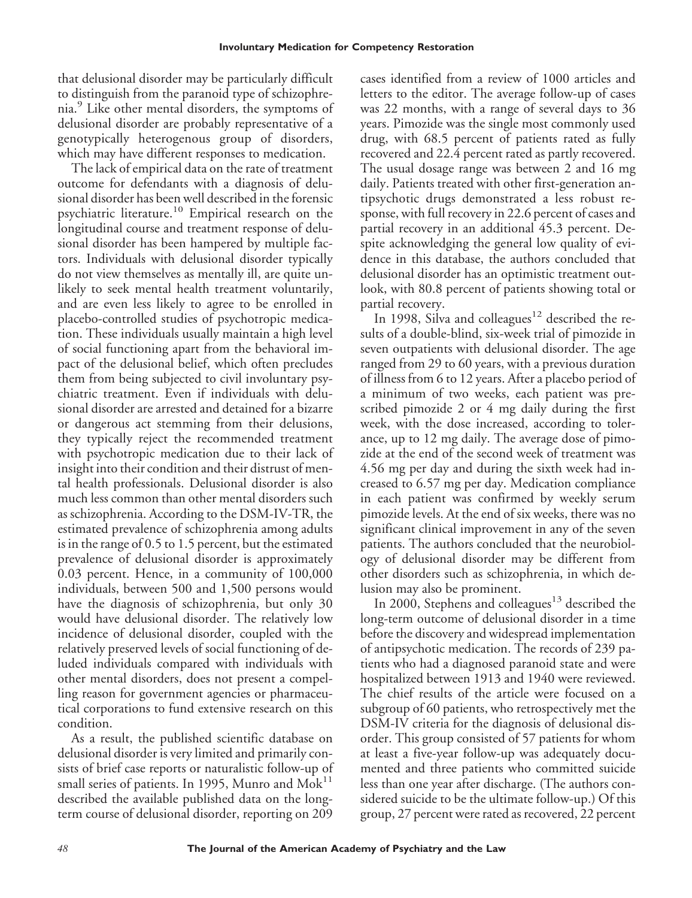that delusional disorder may be particularly difficult to distinguish from the paranoid type of schizophrenia.[9] Like other mental disorders, the symptoms of delusional disorder are probably representative of a genotypically heterogenous group of disorders, which may have different responses to medication.

The lack of empirical data on the rate of treatment outcome for defendants with a diagnosis of delusional disorder has been well described in the forensic psychiatric literature.[10] Empirical research on the longitudinal course and treatment response of delusional disorder has been hampered by multiple factors. Individuals with delusional disorder typically do not view themselves as mentally ill, are quite unlikely to seek mental health treatment voluntarily, and are even less likely to agree to be enrolled in placebo-controlled studies of psychotropic medication. These individuals usually maintain a high level of social functioning apart from the behavioral impact of the delusional belief, which often precludes them from being subjected to civil involuntary psychiatric treatment. Even if individuals with delusional disorder are arrested and detained for a bizarre or dangerous act stemming from their delusions, they typically reject the recommended treatment with psychotropic medication due to their lack of insight into their condition and their distrust of mental health professionals. Delusional disorder is also much less common than other mental disorders such as schizophrenia. According to the DSM-IV-TR, the estimated prevalence of schizophrenia among adults is in the range of 0.5 to 1.5 percent, but the estimated prevalence of delusional disorder is approximately 0.03 percent. Hence, in a community of 100,000 individuals, between 500 and 1,500 persons would have the diagnosis of schizophrenia, but only 30 would have delusional disorder. The relatively low incidence of delusional disorder, coupled with the relatively preserved levels of social functioning of deluded individuals compared with individuals with other mental disorders, does not present a compelling reason for government agencies or pharmaceutical corporations to fund extensive research on this condition.

As a result, the published scientific database on delusional disorder is very limited and primarily consists of brief case reports or naturalistic follow-up of small series of patients. In 1995, Munro and Mok[11] described the available published data on the long-term course of delusional disorder, reporting on 209 cases identified from a review of 1000 articles and letters to the editor. The average follow-up of cases was 22 months, with a range of several days to 36 years. Pimozide was the single most commonly used drug, with 68.5 percent of patients rated as fully recovered and 22.4 percent rated as partly recovered. The usual dosage range was between 2 and 16 mg daily. Patients treated with other first-generation antipsychotic drugs demonstrated a less robust response, with full recovery in 22.6 percent of cases and partial recovery in an additional 45.3 percent. Despite acknowledging the general low quality of evidence in this database, the authors concluded that delusional disorder has an optimistic treatment outlook, with 80.8 percent of patients showing total or partial recovery.

In 1998, Silva and colleagues[12] described the results of a double-blind, six-week trial of pimozide in seven outpatients with delusional disorder. The age ranged from 29 to 60 years, with a previous duration of illness from 6 to 12 years. After a placebo period of a minimum of two weeks, each patient was prescribed pimozide 2 or 4 mg daily during the first week, with the dose increased, according to tolerance, up to 12 mg daily. The average dose of pimozide at the end of the second week of treatment was 4.56 mg per day and during the sixth week had increased to 6.57 mg per day. Medication compliance in each patient was confirmed by weekly serum pimozide levels. At the end of six weeks, there was no significant clinical improvement in any of the seven patients. The authors concluded that the neurobiology of delusional disorder may be different from other disorders such as schizophrenia, in which delusion may also be prominent.

In 2000, Stephens and colleagues[13] described the long-term outcome of delusional disorder in a time before the discovery and widespread implementation of antipsychotic medication. The records of 239 patients who had a diagnosed paranoid state and were hospitalized between 1913 and 1940 were reviewed. The chief results of the article were focused on a subgroup of 60 patients, who retrospectively met the DSM-IV criteria for the diagnosis of delusional disorder. This group consisted of 57 patients for whom at least a five-year follow-up was adequately documented and three patients who committed suicide less than one year after discharge. (The authors considered suicide to be the ultimate follow-up.) Of this group, 27 percent were rated as recovered, 22 percent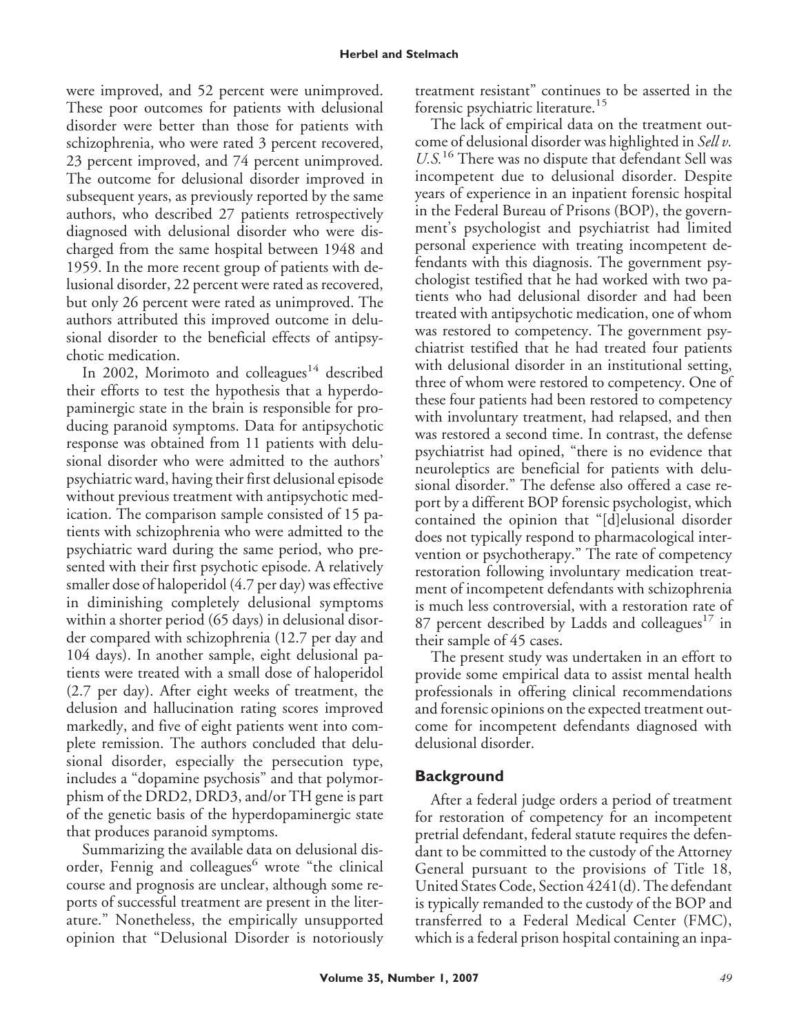were improved, and 52 percent were unimproved. These poor outcomes for patients with delusional disorder were better than those for patients with schizophrenia, who were rated 3 percent recovered, 23 percent improved, and 74 percent unimproved. The outcome for delusional disorder improved in subsequent years, as previously reported by the same authors, who described 27 patients retrospectively diagnosed with delusional disorder who were discharged from the same hospital between 1948 and 1959. In the more recent group of patients with delusional disorder, 22 percent were rated as recovered, but only 26 percent were rated as unimproved. The authors attributed this improved outcome in delusional disorder to the beneficial effects of antipsychotic medication.

In 2002, Morimoto and colleagues[14] described their efforts to test the hypothesis that a hyperdopaminergic state in the brain is responsible for producing paranoid symptoms. Data for antipsychotic response was obtained from 11 patients with delusional disorder who were admitted to the authors' psychiatric ward, having their first delusional episode without previous treatment with antipsychotic medication. The comparison sample consisted of 15 patients with schizophrenia who were admitted to the psychiatric ward during the same period, who presented with their first psychotic episode. A relatively smaller dose of haloperidol (4.7 per day) was effective in diminishing completely delusional symptoms within a shorter period (65 days) in delusional disorder compared with schizophrenia (12.7 per day and 104 days). In another sample, eight delusional patients were treated with a small dose of haloperidol (2.7 per day). After eight weeks of treatment, the delusion and hallucination rating scores improved markedly, and five of eight patients went into complete remission. The authors concluded that delusional disorder, especially the persecution type, includes a "dopamine psychosis" and that polymorphism of the DRD2, DRD3, and/or TH gene is part of the genetic basis of the hyperdopaminergic state that produces paranoid symptoms.

Summarizing the available data on delusional disorder, Fennig and colleagues[6] wrote "the clinical course and prognosis are unclear, although some reports of successful treatment are present in the literature." Nonetheless, the empirically unsupported opinion that "Delusional Disorder is notoriously treatment resistant" continues to be asserted in the forensic psychiatric literature.[15]

The lack of empirical data on the treatment outcome of delusional disorder was highlighted in *Sell v. U.S.*[16] There was no dispute that defendant Sell was incompetent due to delusional disorder. Despite years of experience in an inpatient forensic hospital in the Federal Bureau of Prisons (BOP), the government's psychologist and psychiatrist had limited personal experience with treating incompetent defendants with this diagnosis. The government psychologist testified that he had worked with two patients who had delusional disorder and had been treated with antipsychotic medication, one of whom was restored to competency. The government psychiatrist testified that he had treated four patients with delusional disorder in an institutional setting, three of whom were restored to competency. One of these four patients had been restored to competency with involuntary treatment, had relapsed, and then was restored a second time. In contrast, the defense psychiatrist had opined, "there is no evidence that neuroleptics are beneficial for patients with delusional disorder." The defense also offered a case report by a different BOP forensic psychologist, which contained the opinion that "[d]elusional disorder does not typically respond to pharmacological intervention or psychotherapy." The rate of competency restoration following involuntary medication treatment of incompetent defendants with schizophrenia is much less controversial, with a restoration rate of 87 percent described by Ladds and colleagues[17] in their sample of 45 cases.

The present study was undertaken in an effort to provide some empirical data to assist mental health professionals in offering clinical recommendations and forensic opinions on the expected treatment outcome for incompetent defendants diagnosed with delusional disorder.

## Background

After a federal judge orders a period of treatment for restoration of competency for an incompetent pretrial defendant, federal statute requires the defendant to be committed to the custody of the Attorney General pursuant to the provisions of Title 18, United States Code, Section 4241(d). The defendant is typically remanded to the custody of the BOP and transferred to a Federal Medical Center (FMC), which is a federal prison hospital containing an inpa-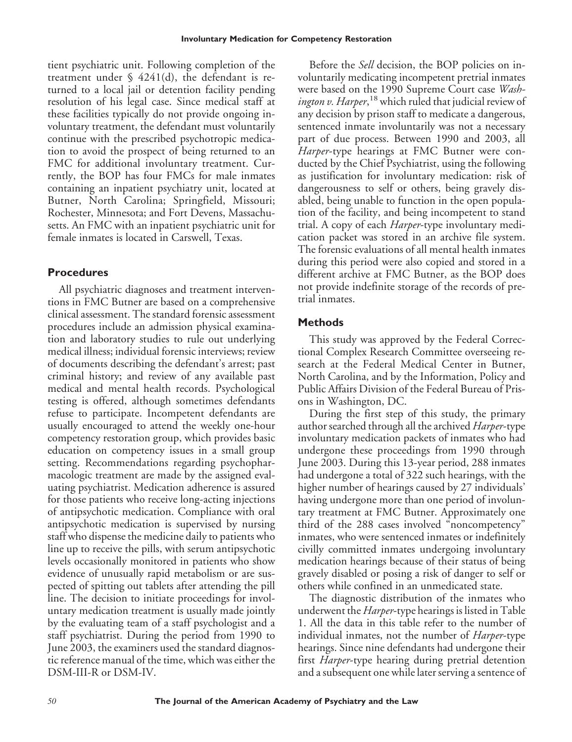tient psychiatric unit. Following completion of the treatment under § 4241(d), the defendant is returned to a local jail or detention facility pending resolution of his legal case. Since medical staff at these facilities typically do not provide ongoing involuntary treatment, the defendant must voluntarily continue with the prescribed psychotropic medication to avoid the prospect of being returned to an FMC for additional involuntary treatment. Currently, the BOP has four FMCs for male inmates containing an inpatient psychiatry unit, located at Butner, North Carolina; Springfield, Missouri; Rochester, Minnesota; and Fort Devens, Massachusetts. An FMC with an inpatient psychiatric unit for female inmates is located in Carswell, Texas.

## Procedures

All psychiatric diagnoses and treatment interventions in FMC Butner are based on a comprehensive clinical assessment. The standard forensic assessment procedures include an admission physical examination and laboratory studies to rule out underlying medical illness; individual forensic interviews; review of documents describing the defendant's arrest; past criminal history; and review of any available past medical and mental health records. Psychological testing is offered, although sometimes defendants refuse to participate. Incompetent defendants are usually encouraged to attend the weekly one-hour competency restoration group, which provides basic education on competency issues in a small group setting. Recommendations regarding psychopharmacologic treatment are made by the assigned evaluating psychiatrist. Medication adherence is assured for those patients who receive long-acting injections of antipsychotic medication. Compliance with oral antipsychotic medication is supervised by nursing staff who dispense the medicine daily to patients who line up to receive the pills, with serum antipsychotic levels occasionally monitored in patients who show evidence of unusually rapid metabolism or are suspected of spitting out tablets after attending the pill line. The decision to initiate proceedings for involuntary medication treatment is usually made jointly by the evaluating team of a staff psychologist and a staff psychiatrist. During the period from 1990 to June 2003, the examiners used the standard diagnostic reference manual of the time, which was either the DSM-III-R or DSM-IV.

Before the *Sell* decision, the BOP policies on involuntarily medicating incompetent pretrial inmates were based on the 1990 Supreme Court case *Washington v. Harper*,[18] which ruled that judicial review of any decision by prison staff to medicate a dangerous, sentenced inmate involuntarily was not a necessary part of due process. Between 1990 and 2003, all *Harper*-type hearings at FMC Butner were conducted by the Chief Psychiatrist, using the following as justification for involuntary medication: risk of dangerousness to self or others, being gravely disabled, being unable to function in the open population of the facility, and being incompetent to stand trial. A copy of each *Harper*-type involuntary medication packet was stored in an archive file system. The forensic evaluations of all mental health inmates during this period were also copied and stored in a different archive at FMC Butner, as the BOP does not provide indefinite storage of the records of pretrial inmates.

## Methods

This study was approved by the Federal Correctional Complex Research Committee overseeing research at the Federal Medical Center in Butner, North Carolina, and by the Information, Policy and Public Affairs Division of the Federal Bureau of Prisons in Washington, DC.

During the first step of this study, the primary author searched through all the archived *Harper*-type involuntary medication packets of inmates who had undergone these proceedings from 1990 through June 2003. During this 13-year period, 288 inmates had undergone a total of 322 such hearings, with the higher number of hearings caused by 27 individuals' having undergone more than one period of involuntary treatment at FMC Butner. Approximately one third of the 288 cases involved "noncompetency" inmates, who were sentenced inmates or indefinitely civilly committed inmates undergoing involuntary medication hearings because of their status of being gravely disabled or posing a risk of danger to self or others while confined in an unmedicated state.

The diagnostic distribution of the inmates who underwent the *Harper*-type hearings is listed in Table 1. All the data in this table refer to the number of individual inmates, not the number of *Harper*-type hearings. Since nine defendants had undergone their first *Harper*-type hearing during pretrial detention and a subsequent one while later serving a sentence of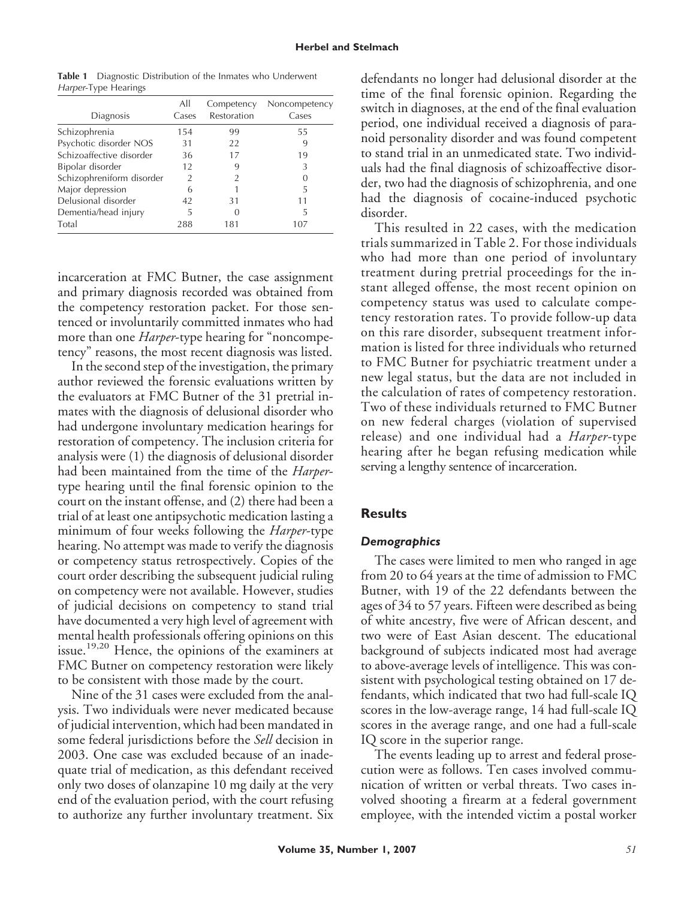**Table 1** Diagnostic Distribution of the Inmates who Underwent *Harper*-Type Hearings

| Diagnosis | All Cases | Competency Restoration | Noncompetency Cases |
|---|---|---|---|
| Schizophrenia | 154 | 99 | 55 |
| Psychotic disorder NOS | 31 | 22 | 9 |
| Schizoaffective disorder | 36 | 17 | 19 |
| Bipolar disorder | 12 | 9 | 3 |
| Schizophreniform disorder | 2 | 2 | 0 |
| Major depression | 6 | 1 | 5 |
| Delusional disorder | 42 | 31 | 11 |
| Dementia/head injury | 5 | 0 | 5 |
| Total | 288 | 181 | 107 |

incarceration at FMC Butner, the case assignment and primary diagnosis recorded was obtained from the competency restoration packet. For those sentenced or involuntarily committed inmates who had more than one *Harper*-type hearing for "noncompetency" reasons, the most recent diagnosis was listed.

In the second step of the investigation, the primary author reviewed the forensic evaluations written by the evaluators at FMC Butner of the 31 pretrial inmates with the diagnosis of delusional disorder who had undergone involuntary medication hearings for restoration of competency. The inclusion criteria for analysis were (1) the diagnosis of delusional disorder had been maintained from the time of the *Harper*-type hearing until the final forensic opinion to the court on the instant offense, and (2) there had been a trial of at least one antipsychotic medication lasting a minimum of four weeks following the *Harper*-type hearing. No attempt was made to verify the diagnosis or competency status retrospectively. Copies of the court order describing the subsequent judicial ruling on competency were not available. However, studies of judicial decisions on competency to stand trial have documented a very high level of agreement with mental health professionals offering opinions on this issue.[19,20] Hence, the opinions of the examiners at FMC Butner on competency restoration were likely to be consistent with those made by the court.

Nine of the 31 cases were excluded from the analysis. Two individuals were never medicated because of judicial intervention, which had been mandated in some federal jurisdictions before the *Sell* decision in 2003. One case was excluded because of an inadequate trial of medication, as this defendant received only two doses of olanzapine 10 mg daily at the very end of the evaluation period, with the court refusing to authorize any further involuntary treatment. Six defendants no longer had delusional disorder at the time of the final forensic opinion. Regarding the switch in diagnoses, at the end of the final evaluation period, one individual received a diagnosis of paranoid personality disorder and was found competent to stand trial in an unmedicated state. Two individuals had the final diagnosis of schizoaffective disorder, two had the diagnosis of schizophrenia, and one had the diagnosis of cocaine-induced psychotic disorder.

This resulted in 22 cases, with the medication trials summarized in Table 2. For those individuals who had more than one period of involuntary treatment during pretrial proceedings for the instant alleged offense, the most recent opinion on competency status was used to calculate competency restoration rates. To provide follow-up data on this rare disorder, subsequent treatment information is listed for three individuals who returned to FMC Butner for psychiatric treatment under a new legal status, but the data are not included in the calculation of rates of competency restoration. Two of these individuals returned to FMC Butner on new federal charges (violation of supervised release) and one individual had a *Harper*-type hearing after he began refusing medication while serving a lengthy sentence of incarceration.

## Results

### *Demographics*

The cases were limited to men who ranged in age from 20 to 64 years at the time of admission to FMC Butner, with 19 of the 22 defendants between the ages of 34 to 57 years. Fifteen were described as being of white ancestry, five were of African descent, and two were of East Asian descent. The educational background of subjects indicated most had average to above-average levels of intelligence. This was consistent with psychological testing obtained on 17 defendants, which indicated that two had full-scale IQ scores in the low-average range, 14 had full-scale IQ scores in the average range, and one had a full-scale IQ score in the superior range.

The events leading up to arrest and federal prosecution were as follows. Ten cases involved communication of written or verbal threats. Two cases involved shooting a firearm at a federal government employee, with the intended victim a postal worker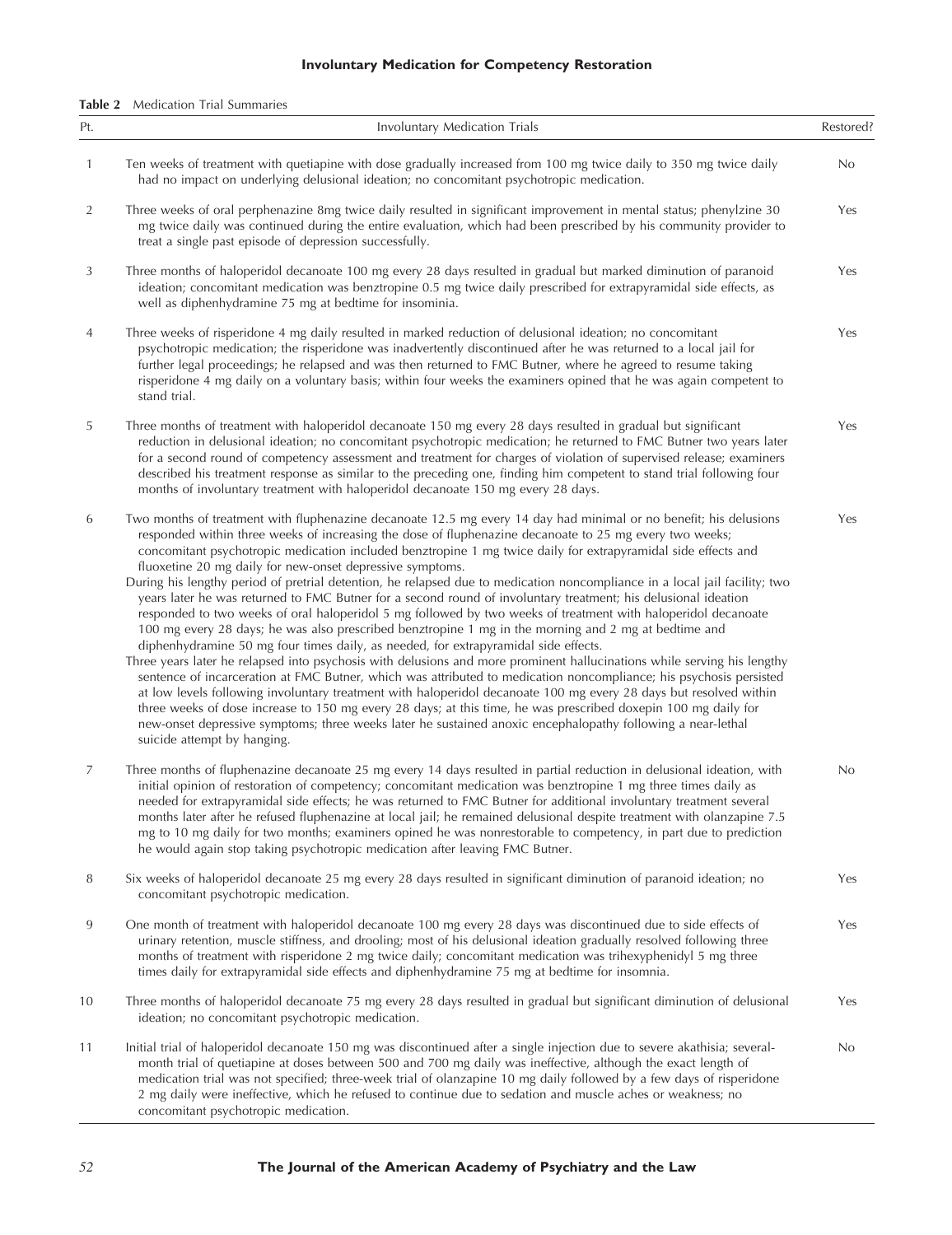**Table 2** Medication Trial Summaries

| Pt. | Involuntary Medication Trials | Restored? |
| --- | --- | --- |
| 1 | Ten weeks of treatment with quetiapine with dose gradually increased from 100 mg twice daily to 350 mg twice daily had no impact on underlying delusional ideation; no concomitant psychotropic medication. | No |
| 2 | Three weeks of oral perphenazine 8mg twice daily resulted in significant improvement in mental status; phenylzine 30 mg twice daily was continued during the entire evaluation, which had been prescribed by his community provider to treat a single past episode of depression successfully. | Yes |
| 3 | Three months of haloperidol decanoate 100 mg every 28 days resulted in gradual but marked diminution of paranoid ideation; concomitant medication was benztropine 0.5 mg twice daily prescribed for extrapyramidal side effects, as well as diphenhydramine 75 mg at bedtime for insominia. | Yes |
| 4 | Three weeks of risperidone 4 mg daily resulted in marked reduction of delusional ideation; no concomitant psychotropic medication; the risperidone was inadvertently discontinued after he was returned to a local jail for further legal proceedings; he relapsed and was then returned to FMC Butner, where he agreed to resume taking risperidone 4 mg daily on a voluntary basis; within four weeks the examiners opined that he was again competent to stand trial. | Yes |
| 5 | Three months of treatment with haloperidol decanoate 150 mg every 28 days resulted in gradual but significant reduction in delusional ideation; no concomitant psychotropic medication; he returned to FMC Butner two years later for a second round of competency assessment and treatment for charges of violation of supervised release; examiners described his treatment response as similar to the preceding one, finding him competent to stand trial following four months of involuntary treatment with haloperidol decanoate 150 mg every 28 days. | Yes |
| 6 | Two months of treatment with fluphenazine decanoate 12.5 mg every 14 day had minimal or no benefit; his delusions responded within three weeks of increasing the dose of fluphenazine decanoate to 25 mg every two weeks; concomitant psychotropic medication included benztropine 1 mg twice daily for extrapyramidal side effects and fluoxetine 20 mg daily for new-onset depressive symptoms.<br>During his lengthy period of pretrial detention, he relapsed due to medication noncompliance in a local jail facility; two years later he was returned to FMC Butner for a second round of involuntary treatment; his delusional ideation responded to two weeks of oral haloperidol 5 mg followed by two weeks of treatment with haloperidol decanoate 100 mg every 28 days; he was also prescribed benztropine 1 mg in the morning and 2 mg at bedtime and diphenhydramine 50 mg four times daily, as needed, for extrapyramidal side effects.<br>Three years later he relapsed into psychosis with delusions and more prominent hallucinations while serving his lengthy sentence of incarceration at FMC Butner, which was attributed to medication noncompliance; his psychosis persisted at low levels following involuntary treatment with haloperidol decanoate 100 mg every 28 days but resolved within three weeks of dose increase to 150 mg every 28 days; at this time, he was prescribed doxepin 100 mg daily for new-onset depressive symptoms; three weeks later he sustained anoxic encephalopathy following a near-lethal suicide attempt by hanging. | Yes |
| 7 | Three months of fluphenazine decanoate 25 mg every 14 days resulted in partial reduction in delusional ideation, with initial opinion of restoration of competency; concomitant medication was benztropine 1 mg three times daily as needed for extrapyramidal side effects; he was returned to FMC Butner for additional involuntary treatment several months later after he refused fluphenazine at local jail; he remained delusional despite treatment with olanzapine 7.5 mg to 10 mg daily for two months; examiners opined he was nonrestorable to competency, in part due to prediction he would again stop taking psychotropic medication after leaving FMC Butner. | No |
| 8 | Six weeks of haloperidol decanoate 25 mg every 28 days resulted in significant diminution of paranoid ideation; no concomitant psychotropic medication. | Yes |
| 9 | One month of treatment with haloperidol decanoate 100 mg every 28 days was discontinued due to side effects of urinary retention, muscle stiffness, and drooling; most of his delusional ideation gradually resolved following three months of treatment with risperidone 2 mg twice daily; concomitant medication was trihexyphenidyl 5 mg three times daily for extrapyramidal side effects and diphenhydramine 75 mg at bedtime for insomnia. | Yes |
| 10 | Three months of haloperidol decanoate 75 mg every 28 days resulted in gradual but significant diminution of delusional ideation; no concomitant psychotropic medication. | Yes |
| 11 | Initial trial of haloperidol decanoate 150 mg was discontinued after a single injection due to severe akathisia; several-month trial of quetiapine at doses between 500 and 700 mg daily was ineffective, although the exact length of medication trial was not specified; three-week trial of olanzapine 10 mg daily followed by a few days of risperidone 2 mg daily were ineffective, which he refused to continue due to sedation and muscle aches or weakness; no concomitant psychotropic medication. | No |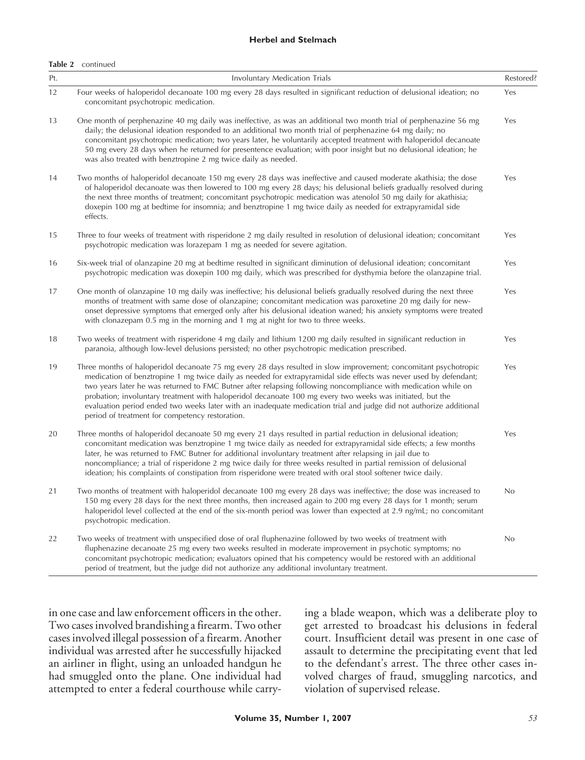**Table 2** continued

| Pt. | Involuntary Medication Trials | Restored? |
|---|---|---|
| 12 | Four weeks of haloperidol decanoate 100 mg every 28 days resulted in significant reduction of delusional ideation; no concomitant psychotropic medication. | Yes |
| 13 | One month of perphenazine 40 mg daily was ineffective, as was an additional two month trial of perphenazine 56 mg daily; the delusional ideation responded to an additional two month trial of perphenazine 64 mg daily; no concomitant psychotropic medication; two years later, he voluntarily accepted treatment with haloperidol decanoate 50 mg every 28 days when he returned for presentence evaluation; with poor insight but no delusional ideation; he was also treated with benztropine 2 mg twice daily as needed. | Yes |
| 14 | Two months of haloperidol decanoate 150 mg every 28 days was ineffective and caused moderate akathisia; the dose of haloperidol decanoate was then lowered to 100 mg every 28 days; his delusional beliefs gradually resolved during the next three months of treatment; concomitant psychotropic medication was atenolol 50 mg daily for akathisia; doxepin 100 mg at bedtime for insomnia; and benztropine 1 mg twice daily as needed for extrapyramidal side effects. | Yes |
| 15 | Three to four weeks of treatment with risperidone 2 mg daily resulted in resolution of delusional ideation; concomitant psychotropic medication was lorazepam 1 mg as needed for severe agitation. | Yes |
| 16 | Six-week trial of olanzapine 20 mg at bedtime resulted in significant diminution of delusional ideation; concomitant psychotropic medication was doxepin 100 mg daily, which was prescribed for dysthymia before the olanzapine trial. | Yes |
| 17 | One month of olanzapine 10 mg daily was ineffective; his delusional beliefs gradually resolved during the next three months of treatment with same dose of olanzapine; concomitant medication was paroxetine 20 mg daily for new-onset depressive symptoms that emerged only after his delusional ideation waned; his anxiety symptoms were treated with clonazepam 0.5 mg in the morning and 1 mg at night for two to three weeks. | Yes |
| 18 | Two weeks of treatment with risperidone 4 mg daily and lithium 1200 mg daily resulted in significant reduction in paranoia, although low-level delusions persisted; no other psychotropic medication prescribed. | Yes |
| 19 | Three months of haloperidol decanoate 75 mg every 28 days resulted in slow improvement; concomitant psychotropic medication of benztropine 1 mg twice daily as needed for extrapyramidal side effects was never used by defendant; two years later he was returned to FMC Butner after relapsing following noncompliance with medication while on probation; involuntary treatment with haloperidol decanoate 100 mg every two weeks was initiated, but the evaluation period ended two weeks later with an inadequate medication trial and judge did not authorize additional period of treatment for competency restoration. | Yes |
| 20 | Three months of haloperidol decanoate 50 mg every 21 days resulted in partial reduction in delusional ideation; concomitant medication was benztropine 1 mg twice daily as needed for extrapyramidal side effects; a few months later, he was returned to FMC Butner for additional involuntary treatment after relapsing in jail due to noncompliance; a trial of risperidone 2 mg twice daily for three weeks resulted in partial remission of delusional ideation; his complaints of constipation from risperidone were treated with oral stool softener twice daily. | Yes |
| 21 | Two months of treatment with haloperidol decanoate 100 mg every 28 days was ineffective; the dose was increased to 150 mg every 28 days for the next three months, then increased again to 200 mg every 28 days for 1 month; serum haloperidol level collected at the end of the six-month period was lower than expected at 2.9 ng/mL; no concomitant psychotropic medication. | No |
| 22 | Two weeks of treatment with unspecified dose of oral fluphenazine followed by two weeks of treatment with fluphenazine decanoate 25 mg every two weeks resulted in moderate improvement in psychotic symptoms; no concomitant psychotropic medication; evaluators opined that his competency would be restored with an additional period of treatment, but the judge did not authorize any additional involuntary treatment. | No |

in one case and law enforcement officers in the other. Two cases involved brandishing a firearm. Two other cases involved illegal possession of a firearm. Another individual was arrested after he successfully hijacked an airliner in flight, using an unloaded handgun he had smuggled onto the plane. One individual had attempted to enter a federal courthouse while carrying a blade weapon, which was a deliberate ploy to get arrested to broadcast his delusions in federal court. Insufficient detail was present in one case of assault to determine the precipitating event that led to the defendant's arrest. The three other cases involved charges of fraud, smuggling narcotics, and violation of supervised release.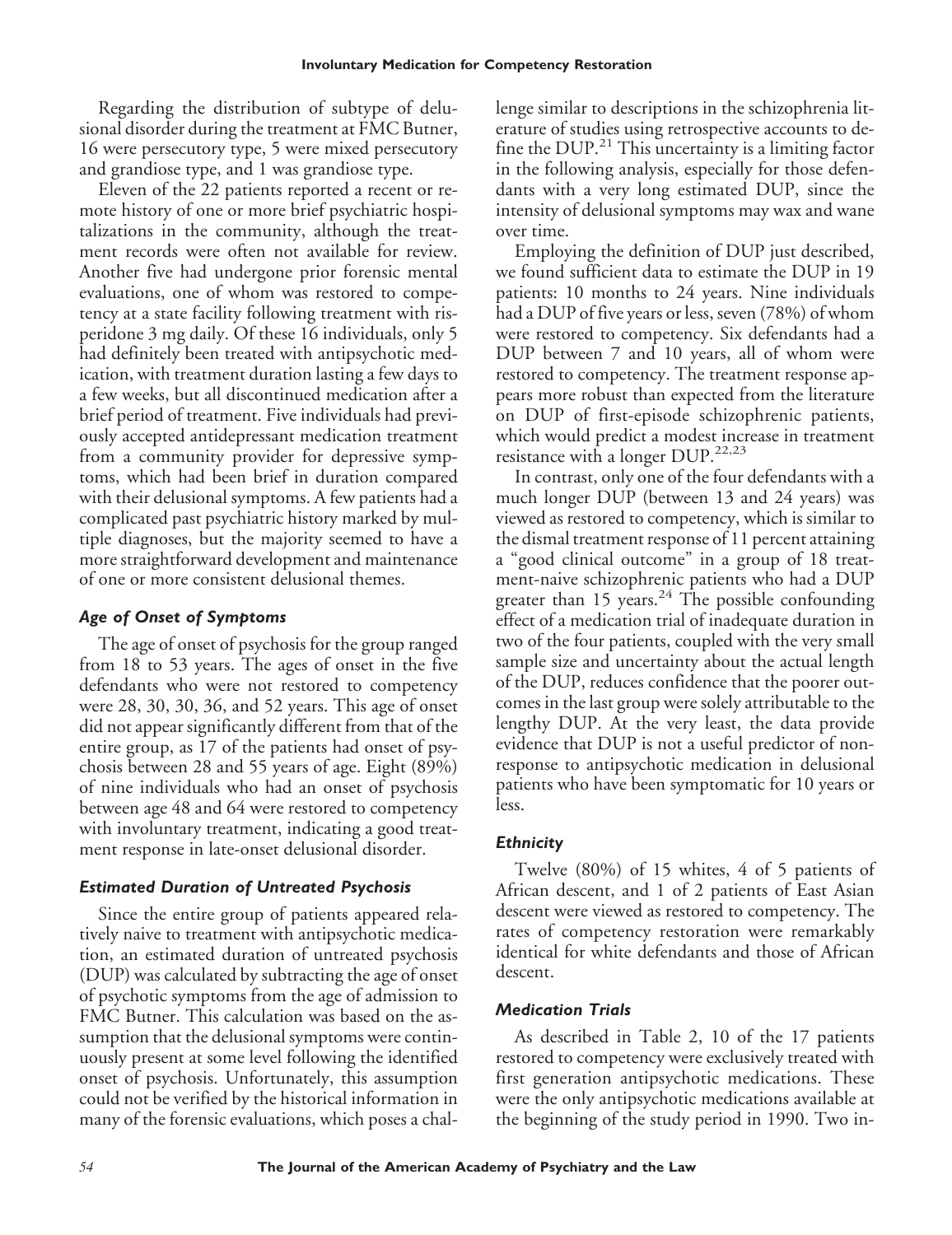Regarding the distribution of subtype of delusional disorder during the treatment at FMC Butner, 16 were persecutory type, 5 were mixed persecutory and grandiose type, and 1 was grandiose type.

Eleven of the 22 patients reported a recent or remote history of one or more brief psychiatric hospitalizations in the community, although the treatment records were often not available for review. Another five had undergone prior forensic mental evaluations, one of whom was restored to competency at a state facility following treatment with risperidone 3 mg daily. Of these 16 individuals, only 5 had definitely been treated with antipsychotic medication, with treatment duration lasting a few days to a few weeks, but all discontinued medication after a brief period of treatment. Five individuals had previously accepted antidepressant medication treatment from a community provider for depressive symptoms, which had been brief in duration compared with their delusional symptoms. A few patients had a complicated past psychiatric history marked by multiple diagnoses, but the majority seemed to have a more straightforward development and maintenance of one or more consistent delusional themes.

### *Age of Onset of Symptoms*

The age of onset of psychosis for the group ranged from 18 to 53 years. The ages of onset in the five defendants who were not restored to competency were 28, 30, 30, 36, and 52 years. This age of onset did not appear significantly different from that of the entire group, as 17 of the patients had onset of psychosis between 28 and 55 years of age. Eight (89%) of nine individuals who had an onset of psychosis between age 48 and 64 were restored to competency with involuntary treatment, indicating a good treatment response in late-onset delusional disorder.

### *Estimated Duration of Untreated Psychosis*

Since the entire group of patients appeared relatively naive to treatment with antipsychotic medication, an estimated duration of untreated psychosis (DUP) was calculated by subtracting the age of onset of psychotic symptoms from the age of admission to FMC Butner. This calculation was based on the assumption that the delusional symptoms were continuously present at some level following the identified onset of psychosis. Unfortunately, this assumption could not be verified by the historical information in many of the forensic evaluations, which poses a challenge similar to descriptions in the schizophrenia literature of studies using retrospective accounts to define the DUP.[21] This uncertainty is a limiting factor in the following analysis, especially for those defendants with a very long estimated DUP, since the intensity of delusional symptoms may wax and wane over time.

Employing the definition of DUP just described, we found sufficient data to estimate the DUP in 19 patients: 10 months to 24 years. Nine individuals had a DUP of five years or less, seven (78%) of whom were restored to competency. Six defendants had a DUP between 7 and 10 years, all of whom were restored to competency. The treatment response appears more robust than expected from the literature on DUP of first-episode schizophrenic patients, which would predict a modest increase in treatment resistance with a longer DUP.[22,23]

In contrast, only one of the four defendants with a much longer DUP (between 13 and 24 years) was viewed as restored to competency, which is similar to the dismal treatment response of 11 percent attaining a "good clinical outcome" in a group of 18 treatment-naive schizophrenic patients who had a DUP greater than 15 years.[24] The possible confounding effect of a medication trial of inadequate duration in two of the four patients, coupled with the very small sample size and uncertainty about the actual length of the DUP, reduces confidence that the poorer outcomes in the last group were solely attributable to the lengthy DUP. At the very least, the data provide evidence that DUP is not a useful predictor of nonresponse to antipsychotic medication in delusional patients who have been symptomatic for 10 years or less.

### *Ethnicity*

Twelve (80%) of 15 whites, 4 of 5 patients of African descent, and 1 of 2 patients of East Asian descent were viewed as restored to competency. The rates of competency restoration were remarkably identical for white defendants and those of African descent.

### *Medication Trials*

As described in Table 2, 10 of the 17 patients restored to competency were exclusively treated with first generation antipsychotic medications. These were the only antipsychotic medications available at the beginning of the study period in 1990. Two in-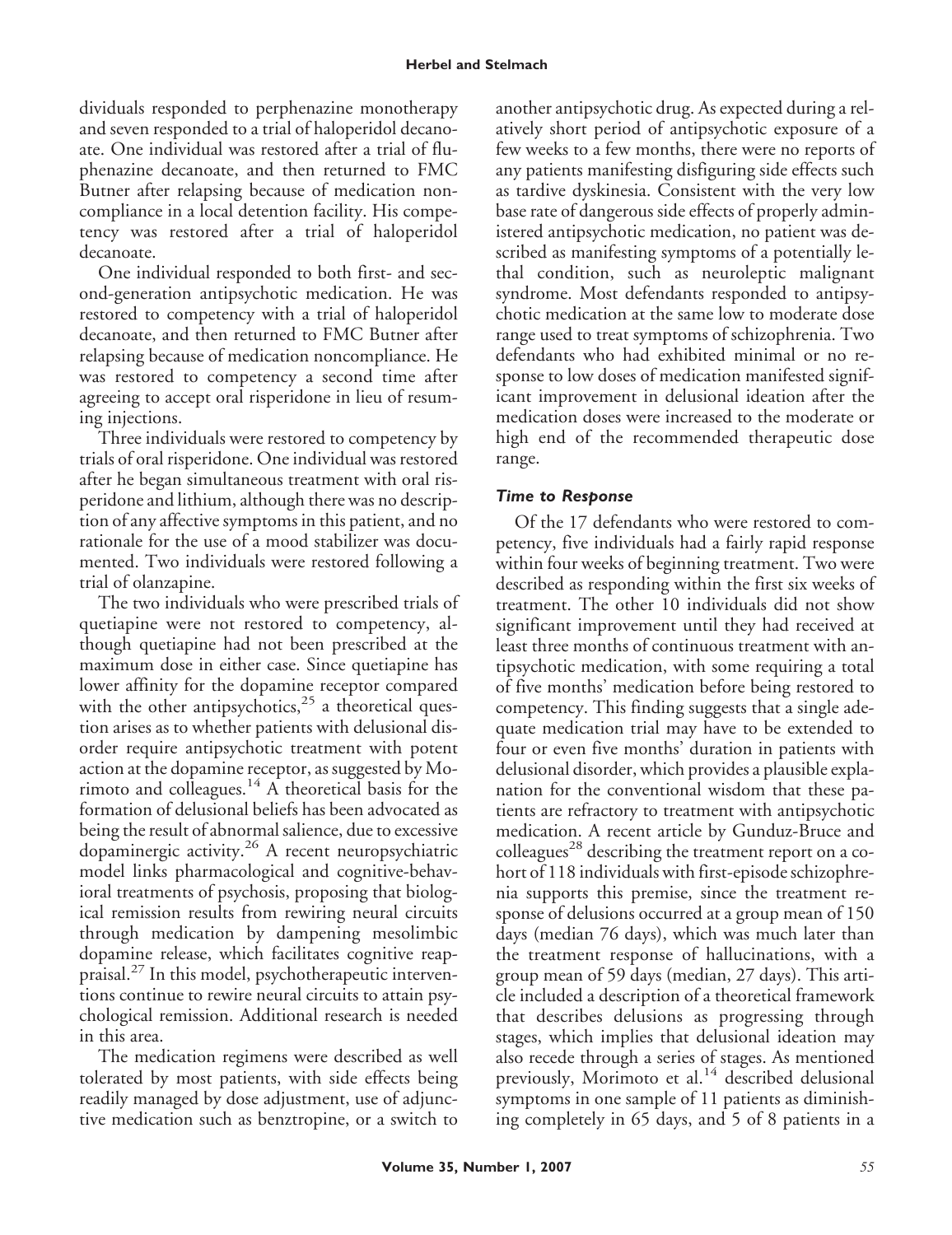dividuals responded to perphenazine monotherapy and seven responded to a trial of haloperidol decanoate. One individual was restored after a trial of fluphenazine decanoate, and then returned to FMC Butner after relapsing because of medication noncompliance in a local detention facility. His competency was restored after a trial of haloperidol decanoate.

One individual responded to both first- and second-generation antipsychotic medication. He was restored to competency with a trial of haloperidol decanoate, and then returned to FMC Butner after relapsing because of medication noncompliance. He was restored to competency a second time after agreeing to accept oral risperidone in lieu of resuming injections.

Three individuals were restored to competency by trials of oral risperidone. One individual was restored after he began simultaneous treatment with oral risperidone and lithium, although there was no description of any affective symptoms in this patient, and no rationale for the use of a mood stabilizer was documented. Two individuals were restored following a trial of olanzapine.

The two individuals who were prescribed trials of quetiapine were not restored to competency, although quetiapine had not been prescribed at the maximum dose in either case. Since quetiapine has lower affinity for the dopamine receptor compared with the other antipsychotics,[25] a theoretical question arises as to whether patients with delusional disorder require antipsychotic treatment with potent action at the dopamine receptor, as suggested by Morimoto and colleagues.[14] A theoretical basis for the formation of delusional beliefs has been advocated as being the result of abnormal salience, due to excessive dopaminergic activity.[26] A recent neuropsychiatric model links pharmacological and cognitive-behavioral treatments of psychosis, proposing that biological remission results from rewiring neural circuits through medication by dampening mesolimbic dopamine release, which facilitates cognitive reappraisal.[27] In this model, psychotherapeutic interventions continue to rewire neural circuits to attain psychological remission. Additional research is needed in this area.

The medication regimens were described as well tolerated by most patients, with side effects being readily managed by dose adjustment, use of adjunctive medication such as benztropine, or a switch to another antipsychotic drug. As expected during a relatively short period of antipsychotic exposure of a few weeks to a few months, there were no reports of any patients manifesting disfiguring side effects such as tardive dyskinesia. Consistent with the very low base rate of dangerous side effects of properly administered antipsychotic medication, no patient was described as manifesting symptoms of a potentially lethal condition, such as neuroleptic malignant syndrome. Most defendants responded to antipsychotic medication at the same low to moderate dose range used to treat symptoms of schizophrenia. Two defendants who had exhibited minimal or no response to low doses of medication manifested significant improvement in delusional ideation after the medication doses were increased to the moderate or high end of the recommended therapeutic dose range.

### *Time to Response*

Of the 17 defendants who were restored to competency, five individuals had a fairly rapid response within four weeks of beginning treatment. Two were described as responding within the first six weeks of treatment. The other 10 individuals did not show significant improvement until they had received at least three months of continuous treatment with antipsychotic medication, with some requiring a total of five months' medication before being restored to competency. This finding suggests that a single adequate medication trial may have to be extended to four or even five months' duration in patients with delusional disorder, which provides a plausible explanation for the conventional wisdom that these patients are refractory to treatment with antipsychotic medication. A recent article by Gunduz-Bruce and colleagues[28] describing the treatment report on a cohort of 118 individuals with first-episode schizophrenia supports this premise, since the treatment response of delusions occurred at a group mean of 150 days (median 76 days), which was much later than the treatment response of hallucinations, with a group mean of 59 days (median, 27 days). This article included a description of a theoretical framework that describes delusions as progressing through stages, which implies that delusional ideation may also recede through a series of stages. As mentioned previously, Morimoto et al.[14] described delusional symptoms in one sample of 11 patients as diminishing completely in 65 days, and 5 of 8 patients in a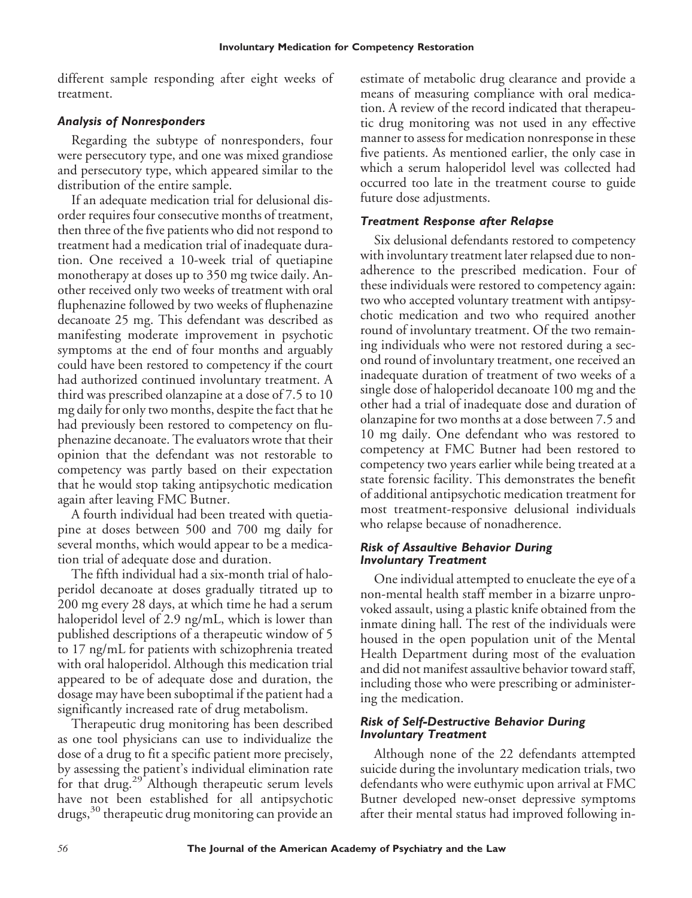different sample responding after eight weeks of treatment.

### *Analysis of Nonresponders*

Regarding the subtype of nonresponders, four were persecutory type, and one was mixed grandiose and persecutory type, which appeared similar to the distribution of the entire sample.

If an adequate medication trial for delusional disorder requires four consecutive months of treatment, then three of the five patients who did not respond to treatment had a medication trial of inadequate duration. One received a 10-week trial of quetiapine monotherapy at doses up to 350 mg twice daily. Another received only two weeks of treatment with oral fluphenazine followed by two weeks of fluphenazine decanoate 25 mg. This defendant was described as manifesting moderate improvement in psychotic symptoms at the end of four months and arguably could have been restored to competency if the court had authorized continued involuntary treatment. A third was prescribed olanzapine at a dose of 7.5 to 10 mg daily for only two months, despite the fact that he had previously been restored to competency on fluphenazine decanoate. The evaluators wrote that their opinion that the defendant was not restorable to competency was partly based on their expectation that he would stop taking antipsychotic medication again after leaving FMC Butner.

A fourth individual had been treated with quetiapine at doses between 500 and 700 mg daily for several months, which would appear to be a medication trial of adequate dose and duration.

The fifth individual had a six-month trial of haloperidol decanoate at doses gradually titrated up to 200 mg every 28 days, at which time he had a serum haloperidol level of 2.9 ng/mL, which is lower than published descriptions of a therapeutic window of 5 to 17 ng/mL for patients with schizophrenia treated with oral haloperidol. Although this medication trial appeared to be of adequate dose and duration, the dosage may have been suboptimal if the patient had a significantly increased rate of drug metabolism.

Therapeutic drug monitoring has been described as one tool physicians can use to individualize the dose of a drug to fit a specific patient more precisely, by assessing the patient's individual elimination rate for that drug.[29] Although therapeutic serum levels have not been established for all antipsychotic drugs,[30] therapeutic drug monitoring can provide an estimate of metabolic drug clearance and provide a means of measuring compliance with oral medication. A review of the record indicated that therapeutic drug monitoring was not used in any effective manner to assess for medication nonresponse in these five patients. As mentioned earlier, the only case in which a serum haloperidol level was collected had occurred too late in the treatment course to guide future dose adjustments.

### *Treatment Response after Relapse*

Six delusional defendants restored to competency with involuntary treatment later relapsed due to nonadherence to the prescribed medication. Four of these individuals were restored to competency again: two who accepted voluntary treatment with antipsychotic medication and two who required another round of involuntary treatment. Of the two remaining individuals who were not restored during a second round of involuntary treatment, one received an inadequate duration of treatment of two weeks of a single dose of haloperidol decanoate 100 mg and the other had a trial of inadequate dose and duration of olanzapine for two months at a dose between 7.5 and 10 mg daily. One defendant who was restored to competency at FMC Butner had been restored to competency two years earlier while being treated at a state forensic facility. This demonstrates the benefit of additional antipsychotic medication treatment for most treatment-responsive delusional individuals who relapse because of nonadherence.

### *Risk of Assaultive Behavior During Involuntary Treatment*

One individual attempted to enucleate the eye of a non-mental health staff member in a bizarre unprovoked assault, using a plastic knife obtained from the inmate dining hall. The rest of the individuals were housed in the open population unit of the Mental Health Department during most of the evaluation and did not manifest assaultive behavior toward staff, including those who were prescribing or administering the medication.

### *Risk of Self-Destructive Behavior During Involuntary Treatment*

Although none of the 22 defendants attempted suicide during the involuntary medication trials, two defendants who were euthymic upon arrival at FMC Butner developed new-onset depressive symptoms after their mental status had improved following in-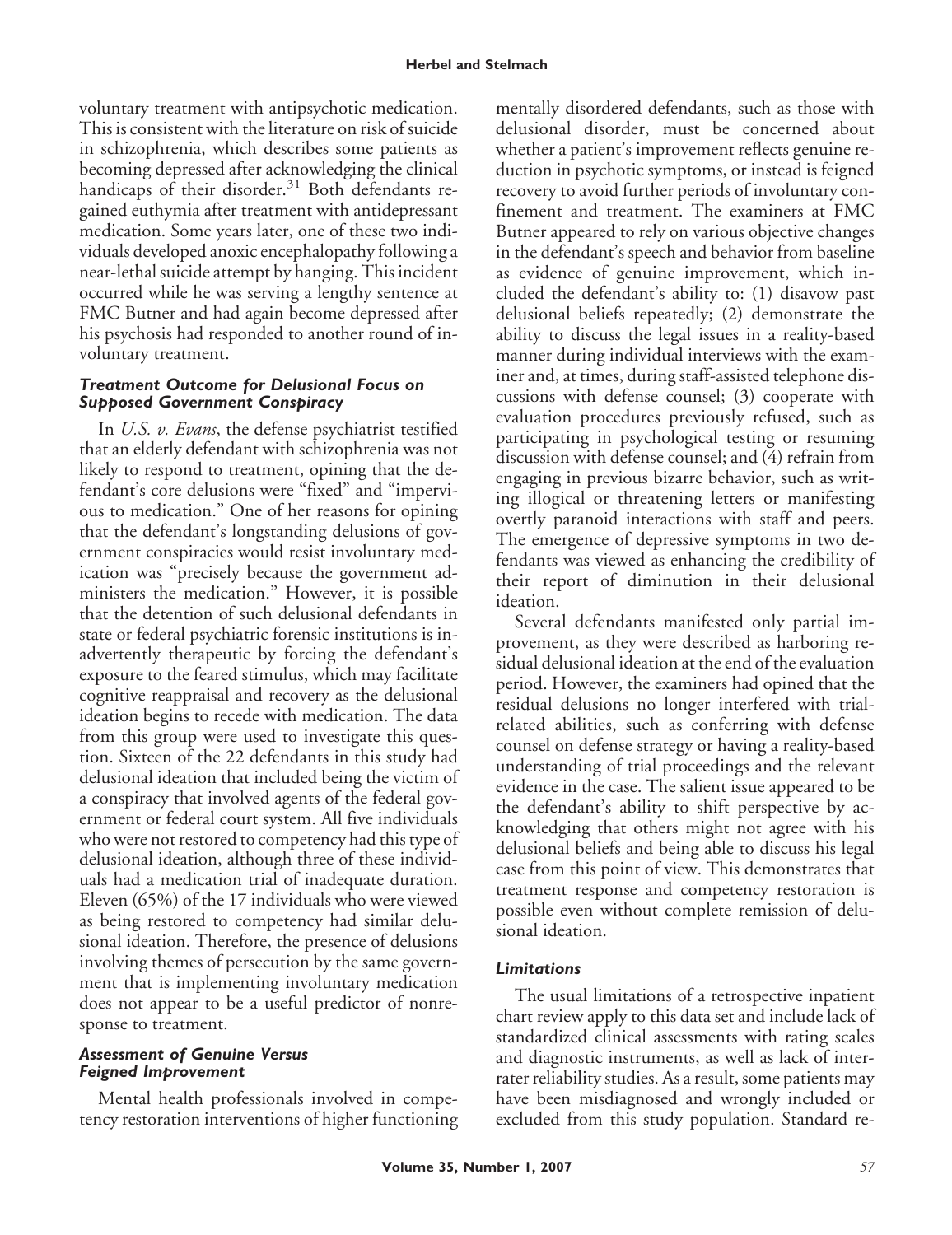voluntary treatment with antipsychotic medication. This is consistent with the literature on risk of suicide in schizophrenia, which describes some patients as becoming depressed after acknowledging the clinical handicaps of their disorder.[31] Both defendants regained euthymia after treatment with antidepressant medication. Some years later, one of these two individuals developed anoxic encephalopathy following a near-lethal suicide attempt by hanging. This incident occurred while he was serving a lengthy sentence at FMC Butner and had again become depressed after his psychosis had responded to another round of involuntary treatment.

### *Treatment Outcome for Delusional Focus on Supposed Government Conspiracy*

In *U.S. v. Evans*, the defense psychiatrist testified that an elderly defendant with schizophrenia was not likely to respond to treatment, opining that the defendant's core delusions were "fixed" and "impervious to medication." One of her reasons for opining that the defendant's longstanding delusions of government conspiracies would resist involuntary medication was "precisely because the government administers the medication." However, it is possible that the detention of such delusional defendants in state or federal psychiatric forensic institutions is inadvertently therapeutic by forcing the defendant's exposure to the feared stimulus, which may facilitate cognitive reappraisal and recovery as the delusional ideation begins to recede with medication. The data from this group were used to investigate this question. Sixteen of the 22 defendants in this study had delusional ideation that included being the victim of a conspiracy that involved agents of the federal government or federal court system. All five individuals who were not restored to competency had this type of delusional ideation, although three of these individuals had a medication trial of inadequate duration. Eleven (65%) of the 17 individuals who were viewed as being restored to competency had similar delusional ideation. Therefore, the presence of delusions involving themes of persecution by the same government that is implementing involuntary medication does not appear to be a useful predictor of nonresponse to treatment.

### *Assessment of Genuine Versus Feigned Improvement*

Mental health professionals involved in competency restoration interventions of higher functioning mentally disordered defendants, such as those with delusional disorder, must be concerned about whether a patient's improvement reflects genuine reduction in psychotic symptoms, or instead is feigned recovery to avoid further periods of involuntary confinement and treatment. The examiners at FMC Butner appeared to rely on various objective changes in the defendant's speech and behavior from baseline as evidence of genuine improvement, which included the defendant's ability to: (1) disavow past delusional beliefs repeatedly; (2) demonstrate the ability to discuss the legal issues in a reality-based manner during individual interviews with the examiner and, at times, during staff-assisted telephone discussions with defense counsel; (3) cooperate with evaluation procedures previously refused, such as participating in psychological testing or resuming discussion with defense counsel; and (4) refrain from engaging in previous bizarre behavior, such as writing illogical or threatening letters or manifesting overtly paranoid interactions with staff and peers. The emergence of depressive symptoms in two defendants was viewed as enhancing the credibility of their report of diminution in their delusional ideation.

Several defendants manifested only partial improvement, as they were described as harboring residual delusional ideation at the end of the evaluation period. However, the examiners had opined that the residual delusions no longer interfered with trial-related abilities, such as conferring with defense counsel on defense strategy or having a reality-based understanding of trial proceedings and the relevant evidence in the case. The salient issue appeared to be the defendant's ability to shift perspective by acknowledging that others might not agree with his delusional beliefs and being able to discuss his legal case from this point of view. This demonstrates that treatment response and competency restoration is possible even without complete remission of delusional ideation.

### *Limitations*

The usual limitations of a retrospective inpatient chart review apply to this data set and include lack of standardized clinical assessments with rating scales and diagnostic instruments, as well as lack of interrater reliability studies. As a result, some patients may have been misdiagnosed and wrongly included or excluded from this study population. Standard re-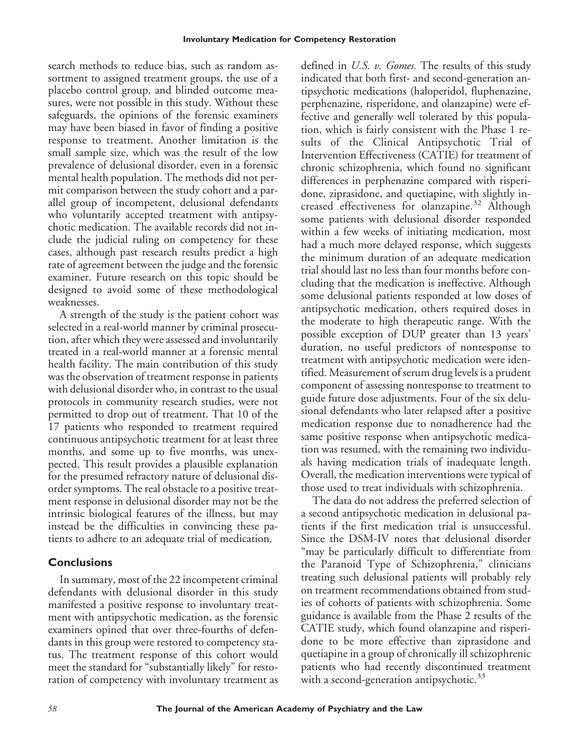search methods to reduce bias, such as random assortment to assigned treatment groups, the use of a placebo control group, and blinded outcome measures, were not possible in this study. Without these safeguards, the opinions of the forensic examiners may have been biased in favor of finding a positive response to treatment. Another limitation is the small sample size, which was the result of the low prevalence of delusional disorder, even in a forensic mental health population. The methods did not permit comparison between the study cohort and a parallel group of incompetent, delusional defendants who voluntarily accepted treatment with antipsychotic medication. The available records did not include the judicial ruling on competency for these cases, although past research results predict a high rate of agreement between the judge and the forensic examiner. Future research on this topic should be designed to avoid some of these methodological weaknesses.

A strength of the study is the patient cohort was selected in a real-world manner by criminal prosecution, after which they were assessed and involuntarily treated in a real-world manner at a forensic mental health facility. The main contribution of this study was the observation of treatment response in patients with delusional disorder who, in contrast to the usual protocols in community research studies, were not permitted to drop out of treatment. That 10 of the 17 patients who responded to treatment required continuous antipsychotic treatment for at least three months, and some up to five months, was unexpected. This result provides a plausible explanation for the presumed refractory nature of delusional disorder symptoms. The real obstacle to a positive treatment response in delusional disorder may not be the intrinsic biological features of the illness, but may instead be the difficulties in convincing these patients to adhere to an adequate trial of medication.

## Conclusions

In summary, most of the 22 incompetent criminal defendants with delusional disorder in this study manifested a positive response to involuntary treatment with antipsychotic medication, as the forensic examiners opined that over three-fourths of defendants in this group were restored to competency status. The treatment response of this cohort would meet the standard for "substantially likely" for restoration of competency with involuntary treatment as defined in *U.S. v. Gomes.* The results of this study indicated that both first- and second-generation antipsychotic medications (haloperidol, fluphenazine, perphenazine, risperidone, and olanzapine) were effective and generally well tolerated by this population, which is fairly consistent with the Phase 1 results of the Clinical Antipsychotic Trial of Intervention Effectiveness (CATIE) for treatment of chronic schizophrenia, which found no significant differences in perphenazine compared with risperidone, ziprasidone, and quetiapine, with slightly increased effectiveness for olanzapine.[32] Although some patients with delusional disorder responded within a few weeks of initiating medication, most had a much more delayed response, which suggests the minimum duration of an adequate medication trial should last no less than four months before concluding that the medication is ineffective. Although some delusional patients responded at low doses of antipsychotic medication, others required doses in the moderate to high therapeutic range. With the possible exception of DUP greater than 13 years' duration, no useful predictors of nonresponse to treatment with antipsychotic medication were identified. Measurement of serum drug levels is a prudent component of assessing nonresponse to treatment to guide future dose adjustments. Four of the six delusional defendants who later relapsed after a positive medication response due to nonadherence had the same positive response when antipsychotic medication was resumed, with the remaining two individuals having medication trials of inadequate length. Overall, the medication interventions were typical of those used to treat individuals with schizophrenia.

The data do not address the preferred selection of a second antipsychotic medication in delusional patients if the first medication trial is unsuccessful. Since the DSM-IV notes that delusional disorder "may be particularly difficult to differentiate from the Paranoid Type of Schizophrenia," clinicians treating such delusional patients will probably rely on treatment recommendations obtained from studies of cohorts of patients with schizophrenia. Some guidance is available from the Phase 2 results of the CATIE study, which found olanzapine and risperidone to be more effective than ziprasidone and quetiapine in a group of chronically ill schizophrenic patients who had recently discontinued treatment with a second-generation antipsychotic.[33]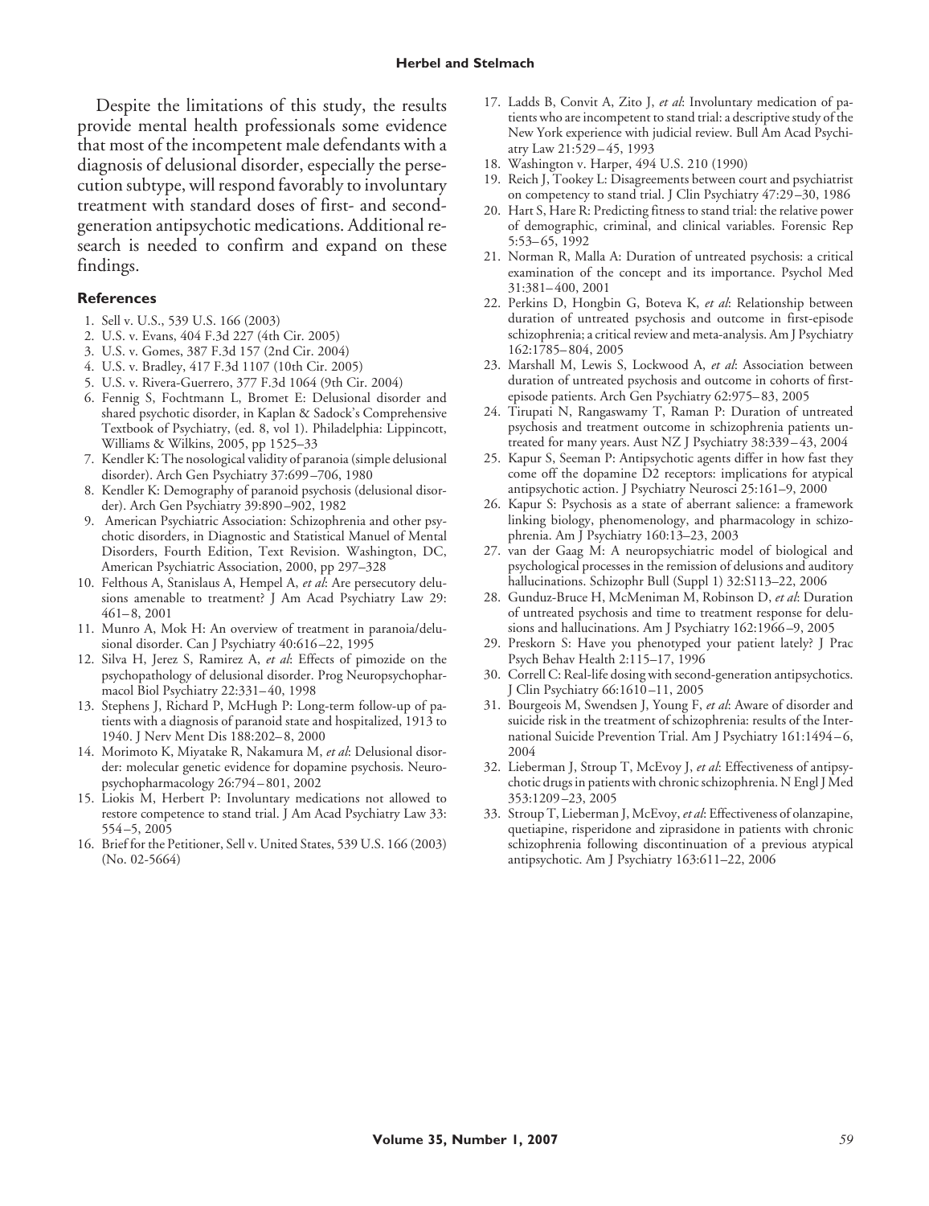Despite the limitations of this study, the results provide mental health professionals some evidence that most of the incompetent male defendants with a diagnosis of delusional disorder, especially the persecution subtype, will respond favorably to involuntary treatment with standard doses of first- and second-generation antipsychotic medications. Additional research is needed to confirm and expand on these findings.

## References

1. Sell v. U.S., 539 U.S. 166 (2003)
2. U.S. v. Evans, 404 F.3d 227 (4th Cir. 2005)
3. U.S. v. Gomes, 387 F.3d 157 (2nd Cir. 2004)
4. U.S. v. Bradley, 417 F.3d 1107 (10th Cir. 2005)
5. U.S. v. Rivera-Guerrero, 377 F.3d 1064 (9th Cir. 2004)
6. Fennig S, Fochtmann L, Bromet E: Delusional disorder and shared psychotic disorder, in Kaplan & Sadock's Comprehensive Textbook of Psychiatry, (ed. 8, vol 1). Philadelphia: Lippincott, Williams & Wilkins, 2005, pp 1525–33
7. Kendler K: The nosological validity of paranoia (simple delusional disorder). Arch Gen Psychiatry 37:699–706, 1980
8. Kendler K: Demography of paranoid psychosis (delusional disorder). Arch Gen Psychiatry 39:890–902, 1982
9. American Psychiatric Association: Schizophrenia and other psychotic disorders, in Diagnostic and Statistical Manuel of Mental Disorders, Fourth Edition, Text Revision. Washington, DC, American Psychiatric Association, 2000, pp 297–328
10. Felthous A, Stanislaus A, Hempel A, *et al*: Are persecutory delusions amenable to treatment? J Am Acad Psychiatry Law 29: 461–8, 2001
11. Munro A, Mok H: An overview of treatment in paranoia/delusional disorder. Can J Psychiatry 40:616–22, 1995
12. Silva H, Jerez S, Ramirez A, *et al*: Effects of pimozide on the psychopathology of delusional disorder. Prog Neuropsychopharmacol Biol Psychiatry 22:331–40, 1998
13. Stephens J, Richard P, McHugh P: Long-term follow-up of patients with a diagnosis of paranoid state and hospitalized, 1913 to 1940. J Nerv Ment Dis 188:202–8, 2000
14. Morimoto K, Miyatake R, Nakamura M, *et al*: Delusional disorder: molecular genetic evidence for dopamine psychosis. Neuropsychopharmacology 26:794–801, 2002
15. Liokis M, Herbert P: Involuntary medications not allowed to restore competence to stand trial. J Am Acad Psychiatry Law 33: 554–5, 2005
16. Brief for the Petitioner, Sell v. United States, 539 U.S. 166 (2003) (No. 02-5664)
17. Ladds B, Convit A, Zito J, *et al*: Involuntary medication of patients who are incompetent to stand trial: a descriptive study of the New York experience with judicial review. Bull Am Acad Psychiatry Law 21:529–45, 1993
18. Washington v. Harper, 494 U.S. 210 (1990)
19. Reich J, Tookey L: Disagreements between court and psychiatrist on competency to stand trial. J Clin Psychiatry 47:29–30, 1986
20. Hart S, Hare R: Predicting fitness to stand trial: the relative power of demographic, criminal, and clinical variables. Forensic Rep 5:53–65, 1992
21. Norman R, Malla A: Duration of untreated psychosis: a critical examination of the concept and its importance. Psychol Med 31:381–400, 2001
22. Perkins D, Hongbin G, Boteva K, *et al*: Relationship between duration of untreated psychosis and outcome in first-episode schizophrenia; a critical review and meta-analysis. Am J Psychiatry 162:1785–804, 2005
23. Marshall M, Lewis S, Lockwood A, *et al*: Association between duration of untreated psychosis and outcome in cohorts of first-episode patients. Arch Gen Psychiatry 62:975–83, 2005
24. Tirupati N, Rangaswamy T, Raman P: Duration of untreated psychosis and treatment outcome in schizophrenia patients untreated for many years. Aust NZ J Psychiatry 38:339–43, 2004
25. Kapur S, Seeman P: Antipsychotic agents differ in how fast they come off the dopamine D2 receptors: implications for atypical antipsychotic action. J Psychiatry Neurosci 25:161–9, 2000
26. Kapur S: Psychosis as a state of aberrant salience: a framework linking biology, phenomenology, and pharmacology in schizophrenia. Am J Psychiatry 160:13–23, 2003
27. van der Gaag M: A neuropsychiatric model of biological and psychological processes in the remission of delusions and auditory hallucinations. Schizophr Bull (Suppl 1) 32:S113–22, 2006
28. Gunduz-Bruce H, McMeniman M, Robinson D, *et al*: Duration of untreated psychosis and time to treatment response for delusions and hallucinations. Am J Psychiatry 162:1966–9, 2005
29. Preskorn S: Have you phenotyped your patient lately? J Prac Psych Behav Health 2:115–17, 1996
30. Correll C: Real-life dosing with second-generation antipsychotics. J Clin Psychiatry 66:1610–11, 2005
31. Bourgeois M, Swendsen J, Young F, *et al*: Aware of disorder and suicide risk in the treatment of schizophrenia: results of the International Suicide Prevention Trial. Am J Psychiatry 161:1494–6, 2004
32. Lieberman J, Stroup T, McEvoy J, *et al*: Effectiveness of antipsychotic drugs in patients with chronic schizophrenia. N Engl J Med 353:1209–23, 2005
33. Stroup T, Lieberman J, McEvoy, *et al*: Effectiveness of olanzapine, quetiapine, risperidone and ziprasidone in patients with chronic schizophrenia following discontinuation of a previous atypical antipsychotic. Am J Psychiatry 163:611–22, 2006